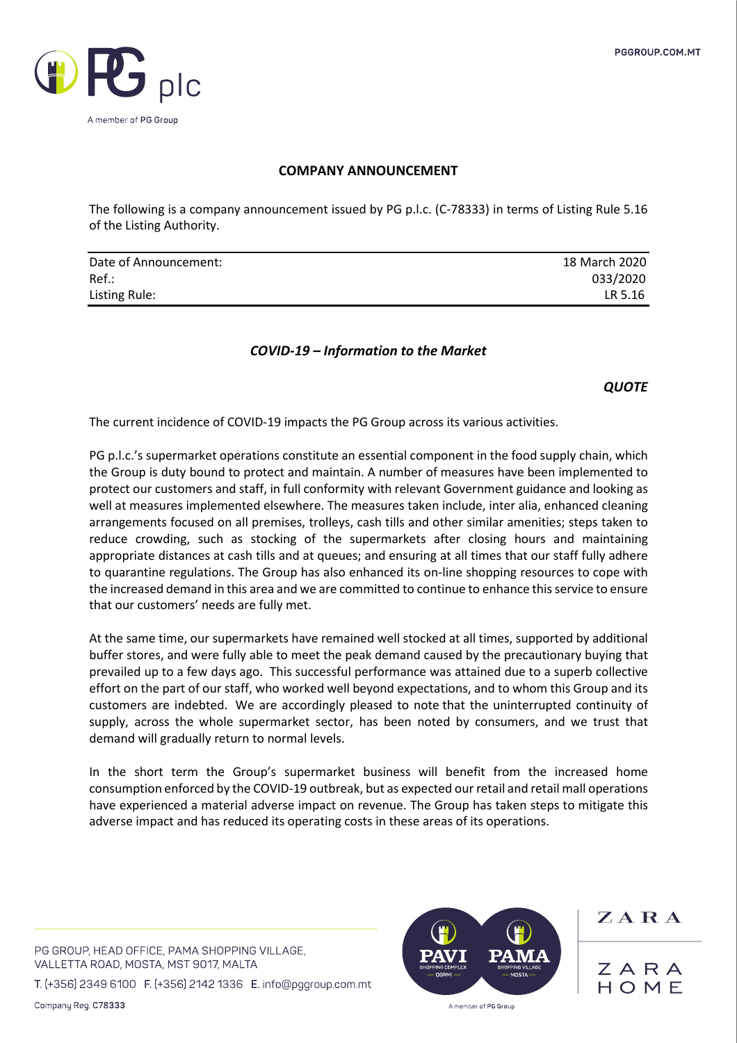## COMPANY ANNOUNCEMENT

The following is a company announcement issued by PG p.l.c. (C-78333) in terms of Listing Rule 5.16 of the Listing Authority.

| | |
|---|---|
| Date of Announcement: | 18 March 2020 |
| Ref.: | 033/2020 |
| Listing Rule: | LR 5.16 |

### *COVID-19 – Information to the Market*

***QUOTE***

The current incidence of COVID-19 impacts the PG Group across its various activities.

PG p.l.c.'s supermarket operations constitute an essential component in the food supply chain, which the Group is duty bound to protect and maintain. A number of measures have been implemented to protect our customers and staff, in full conformity with relevant Government guidance and looking as well at measures implemented elsewhere. The measures taken include, inter alia, enhanced cleaning arrangements focused on all premises, trolleys, cash tills and other similar amenities; steps taken to reduce crowding, such as stocking of the supermarkets after closing hours and maintaining appropriate distances at cash tills and at queues; and ensuring at all times that our staff fully adhere to quarantine regulations. The Group has also enhanced its on-line shopping resources to cope with the increased demand in this area and we are committed to continue to enhance this service to ensure that our customers' needs are fully met.

At the same time, our supermarkets have remained well stocked at all times, supported by additional buffer stores, and were fully able to meet the peak demand caused by the precautionary buying that prevailed up to a few days ago. This successful performance was attained due to a superb collective effort on the part of our staff, who worked well beyond expectations, and to whom this Group and its customers are indebted. We are accordingly pleased to note that the uninterrupted continuity of supply, across the whole supermarket sector, has been noted by consumers, and we trust that demand will gradually return to normal levels.

In the short term the Group's supermarket business will benefit from the increased home consumption enforced by the COVID-19 outbreak, but as expected our retail and retail mall operations have experienced a material adverse impact on revenue. The Group has taken steps to mitigate this adverse impact and has reduced its operating costs in these areas of its operations.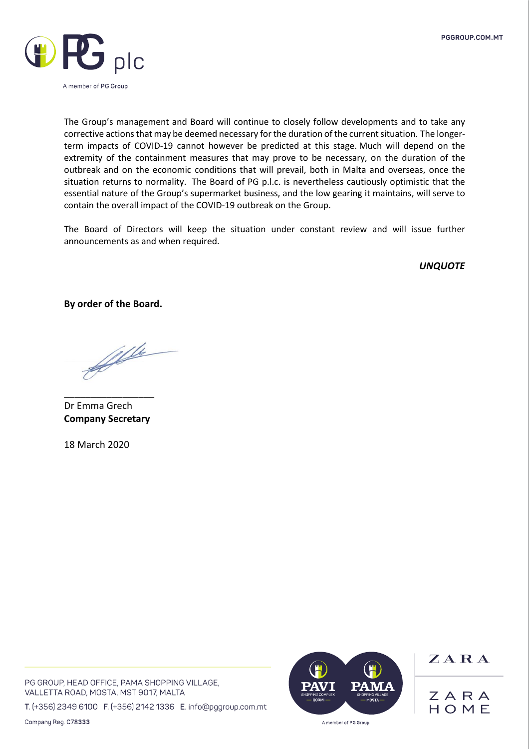The Group's management and Board will continue to closely follow developments and to take any corrective actions that may be deemed necessary for the duration of the current situation. The longer-term impacts of COVID-19 cannot however be predicted at this stage. Much will depend on the extremity of the containment measures that may prove to be necessary, on the duration of the outbreak and on the economic conditions that will prevail, both in Malta and overseas, once the situation returns to normality. The Board of PG p.l.c. is nevertheless cautiously optimistic that the essential nature of the Group's supermarket business, and the low gearing it maintains, will serve to contain the overall impact of the COVID-19 outbreak on the Group.

The Board of Directors will keep the situation under constant review and will issue further announcements as and when required.

***UNQUOTE***

**By order of the Board.**

\_\_\_\_\_\_\_\_\_\_\_\_\_\_\_\_\_\_

Dr Emma Grech
**Company Secretary**

18 March 2020